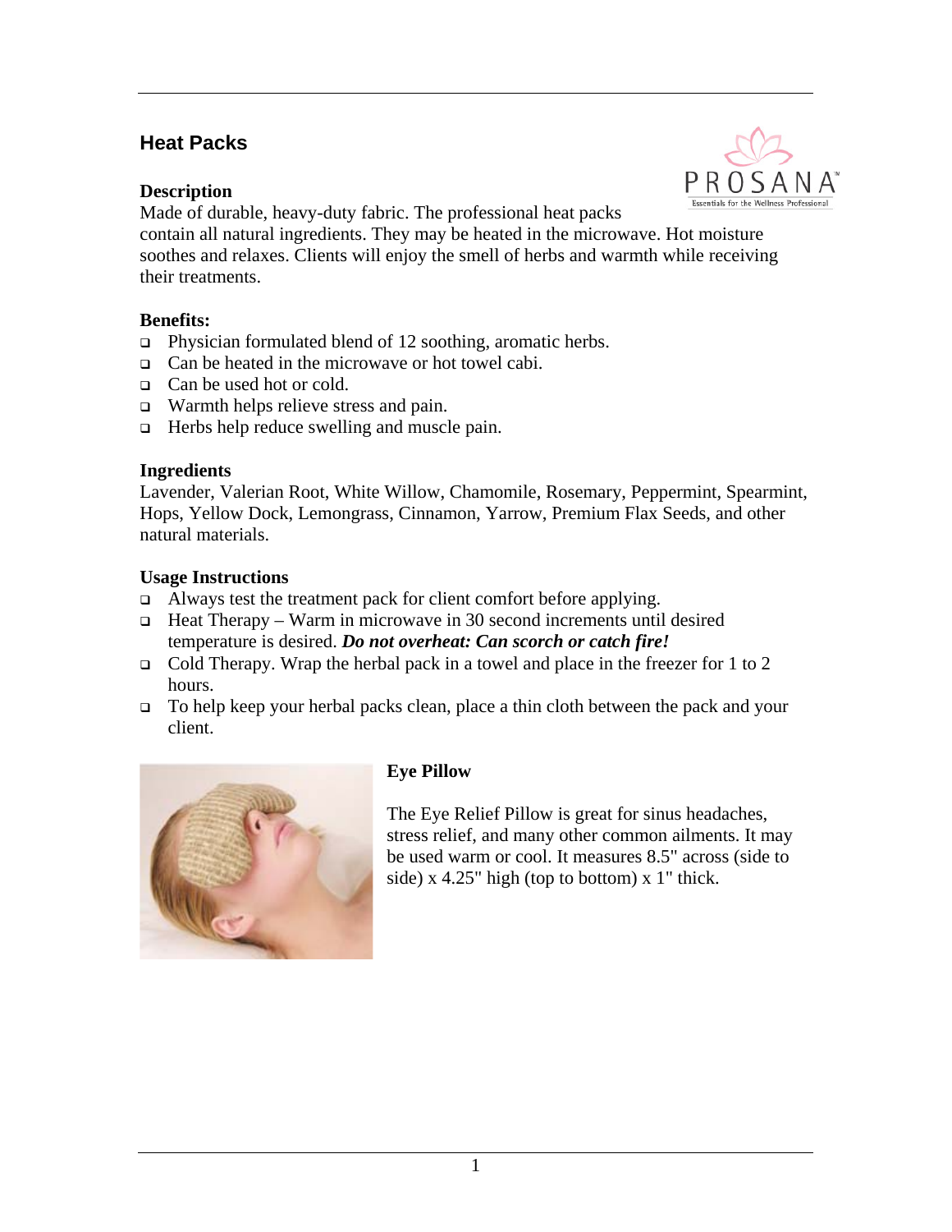## Heat Packs

### Description

Made of durable, heavy-duty fabric. The professional heat packs contain all natural ingredients. They may be heated in the microwave. Hot moisture soothes and relaxes. Clients will enjoy the smell of herbs and warmth while receiving their treatments.

### Benefits:

- Physician formulated blend of 12 soothing, aromatic herbs.
- Can be heated in the microwave or hot towel cabi.
- Can be used hot or cold.
- Warmth helps relieve stress and pain.
- Herbs help reduce swelling and muscle pain.

### Ingredients

Lavender, Valerian Root, White Willow, Chamomile, Rosemary, Peppermint, Spearmint, Hops, Yellow Dock, Lemongrass, Cinnamon, Yarrow, Premium Flax Seeds, and other natural materials.

### Usage Instructions

- Always test the treatment pack for client comfort before applying.
- Heat Therapy – Warm in microwave in 30 second increments until desired temperature is desired. ***Do not overheat: Can scorch or catch fire!***
- Cold Therapy. Wrap the herbal pack in a towel and place in the freezer for 1 to 2 hours.
- To help keep your herbal packs clean, place a thin cloth between the pack and your client.

### Eye Pillow

The Eye Relief Pillow is great for sinus headaches, stress relief, and many other common ailments. It may be used warm or cool. It measures 8.5" across (side to side) x 4.25" high (top to bottom) x 1" thick.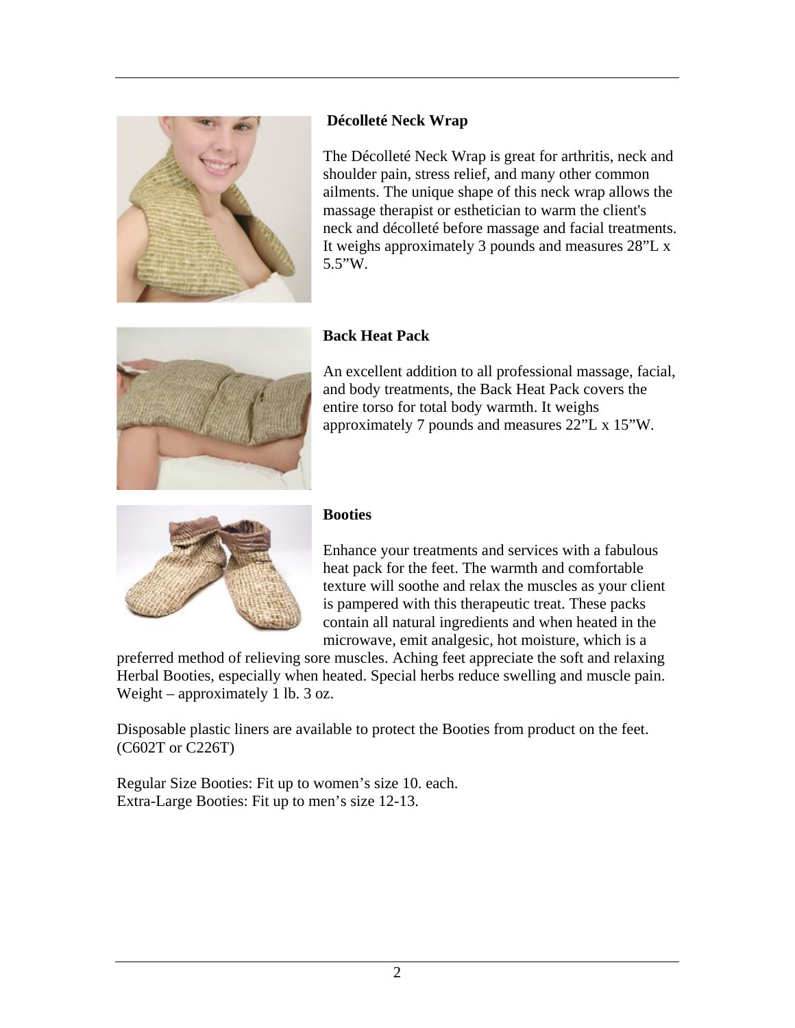### Décolleté Neck Wrap

The Décolleté Neck Wrap is great for arthritis, neck and shoulder pain, stress relief, and many other common ailments. The unique shape of this neck wrap allows the massage therapist or esthetician to warm the client's neck and décolleté before massage and facial treatments. It weighs approximately 3 pounds and measures 28”L x 5.5”W.

### Back Heat Pack

An excellent addition to all professional massage, facial, and body treatments, the Back Heat Pack covers the entire torso for total body warmth. It weighs approximately 7 pounds and measures 22”L x 15”W.

### Booties

Enhance your treatments and services with a fabulous heat pack for the feet. The warmth and comfortable texture will soothe and relax the muscles as your client is pampered with this therapeutic treat. These packs contain all natural ingredients and when heated in the microwave, emit analgesic, hot moisture, which is a preferred method of relieving sore muscles. Aching feet appreciate the soft and relaxing Herbal Booties, especially when heated. Special herbs reduce swelling and muscle pain. Weight – approximately 1 lb. 3 oz.

Disposable plastic liners are available to protect the Booties from product on the feet. (C602T or C226T)

Regular Size Booties: Fit up to women’s size 10. each.
Extra-Large Booties: Fit up to men’s size 12-13.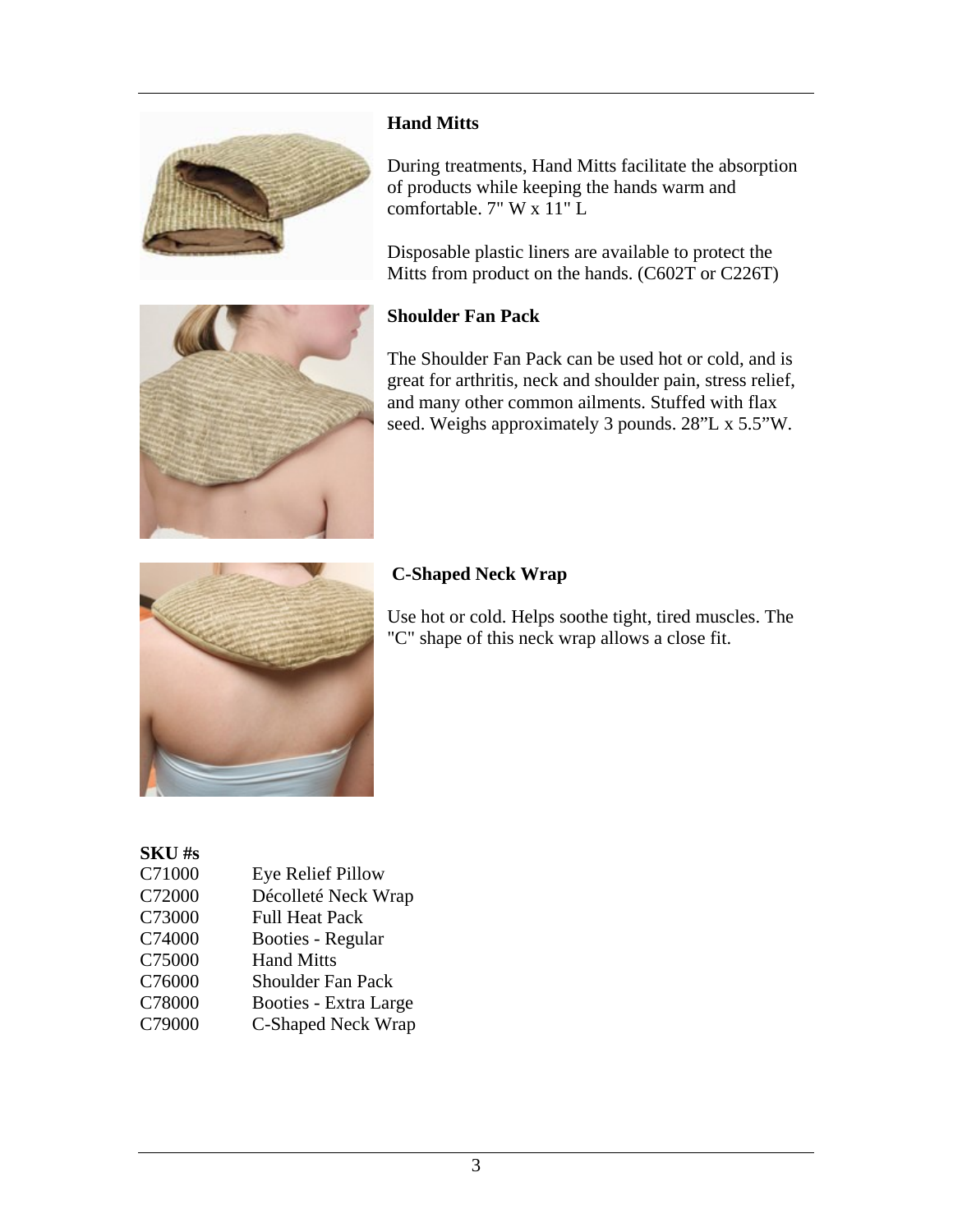### Hand Mitts

During treatments, Hand Mitts facilitate the absorption of products while keeping the hands warm and comfortable. 7" W x 11" L

Disposable plastic liners are available to protect the Mitts from product on the hands. (C602T or C226T)

### Shoulder Fan Pack

The Shoulder Fan Pack can be used hot or cold, and is great for arthritis, neck and shoulder pain, stress relief, and many other common ailments. Stuffed with flax seed. Weighs approximately 3 pounds. 28"L x 5.5"W.

### C-Shaped Neck Wrap

Use hot or cold. Helps soothe tight, tired muscles. The "C" shape of this neck wrap allows a close fit.

| SKU #s | |
|---|---|
| C71000 | Eye Relief Pillow |
| C72000 | Décolleté Neck Wrap |
| C73000 | Full Heat Pack |
| C74000 | Booties - Regular |
| C75000 | Hand Mitts |
| C76000 | Shoulder Fan Pack |
| C78000 | Booties - Extra Large |
| C79000 | C-Shaped Neck Wrap |